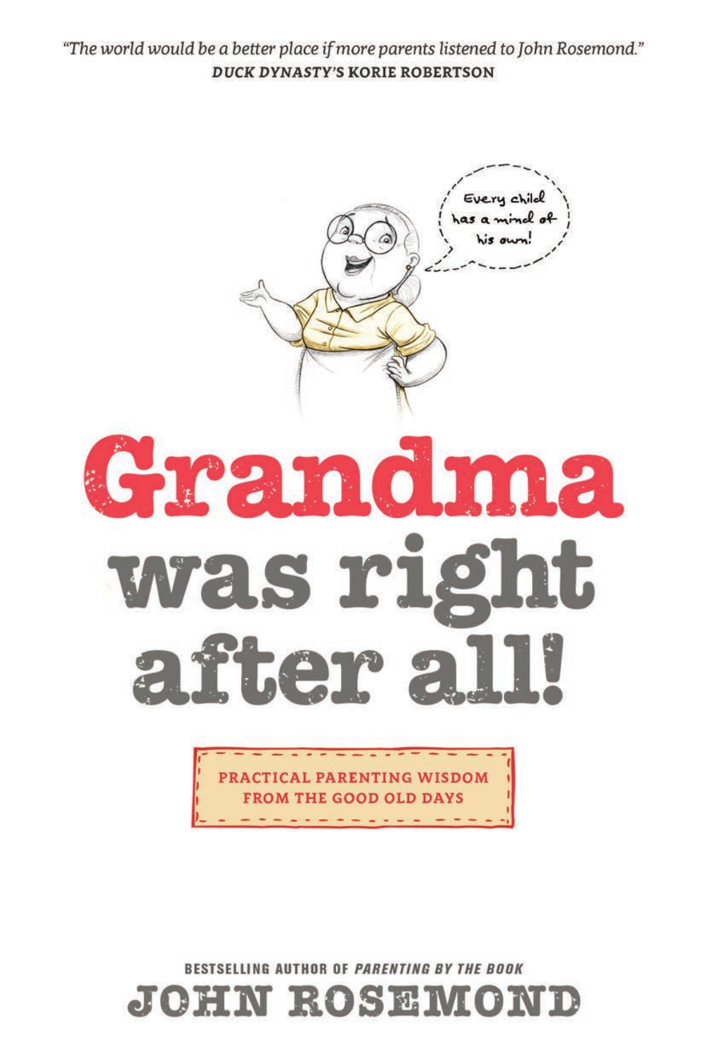*"The world would be a better place if more parents listened to John Rosemond."*
***DUCK DYNASTY'S KORIE ROBERTSON***

Every child has a mind of his own!

# Grandma was right after all!

PRACTICAL PARENTING WISDOM FROM THE GOOD OLD DAYS

BESTSELLING AUTHOR OF *PARENTING BY THE BOOK*

## JOHN ROSEMOND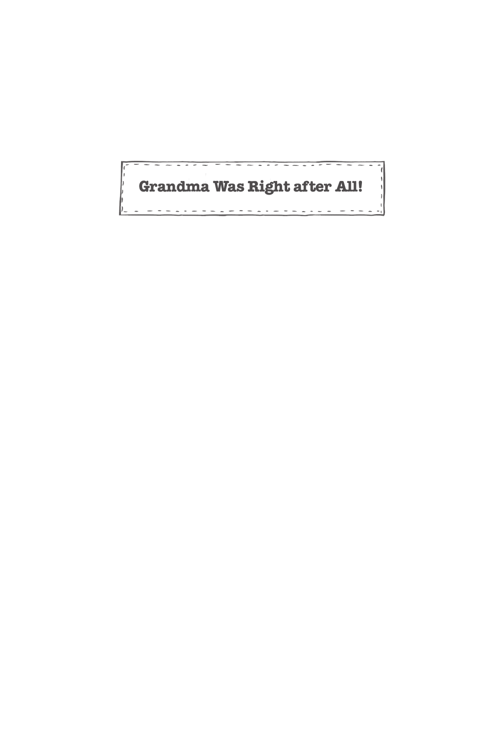**Grandma Was Right after All!**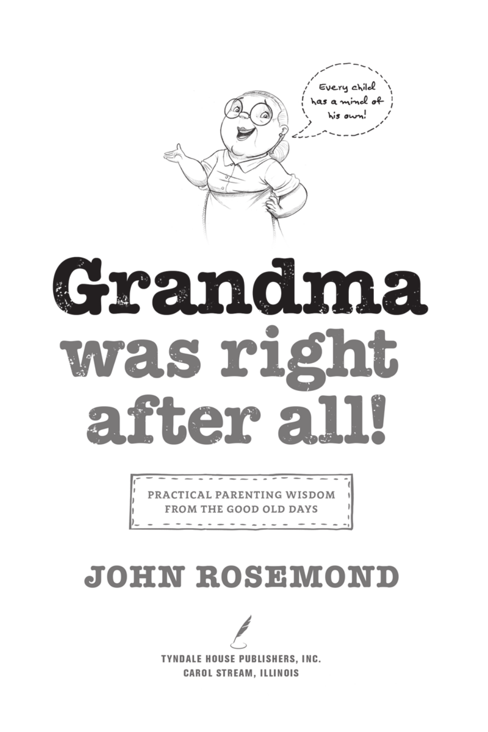Every child has a mind of his own!

# Grandma was right after all!

PRACTICAL PARENTING WISDOM FROM THE GOOD OLD DAYS

## JOHN ROSEMOND

TYNDALE HOUSE PUBLISHERS, INC.
CAROL STREAM, ILLINOIS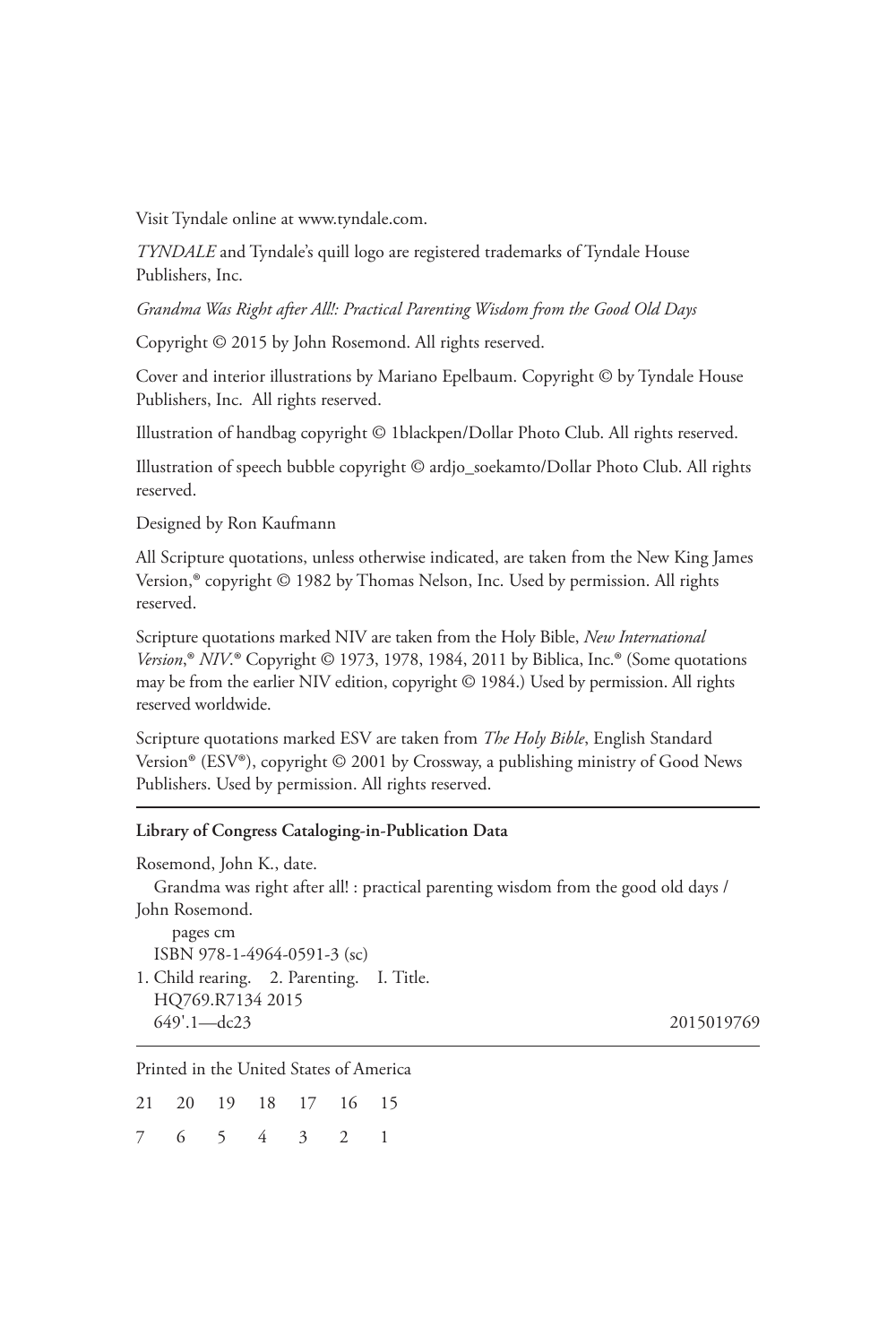Visit Tyndale online at www.tyndale.com.

*TYNDALE* and Tyndale's quill logo are registered trademarks of Tyndale House Publishers, Inc.

*Grandma Was Right after All!: Practical Parenting Wisdom from the Good Old Days*

Copyright © 2015 by John Rosemond. All rights reserved.

Cover and interior illustrations by Mariano Epelbaum. Copyright © by Tyndale House Publishers, Inc. All rights reserved.

Illustration of handbag copyright © 1blackpen/Dollar Photo Club. All rights reserved.

Illustration of speech bubble copyright © ardjo_soekamto/Dollar Photo Club. All rights reserved.

Designed by Ron Kaufmann

All Scripture quotations, unless otherwise indicated, are taken from the New King James Version,® copyright © 1982 by Thomas Nelson, Inc. Used by permission. All rights reserved.

Scripture quotations marked NIV are taken from the Holy Bible, *New International Version*,® *NIV*.® Copyright © 1973, 1978, 1984, 2011 by Biblica, Inc.® (Some quotations may be from the earlier NIV edition, copyright © 1984.) Used by permission. All rights reserved worldwide.

Scripture quotations marked ESV are taken from *The Holy Bible*, English Standard Version® (ESV®), copyright © 2001 by Crossway, a publishing ministry of Good News Publishers. Used by permission. All rights reserved.

---

**Library of Congress Cataloging-in-Publication Data**

Rosemond, John K., date.
Grandma was right after all! : practical parenting wisdom from the good old days / John Rosemond.
pages cm
ISBN 978-1-4964-0591-3 (sc)
1. Child rearing. 2. Parenting. I. Title.
HQ769.R7134 2015
649'.1—dc23 2015019769

---

Printed in the United States of America

21 20 19 18 17 16 15

7 6 5 4 3 2 1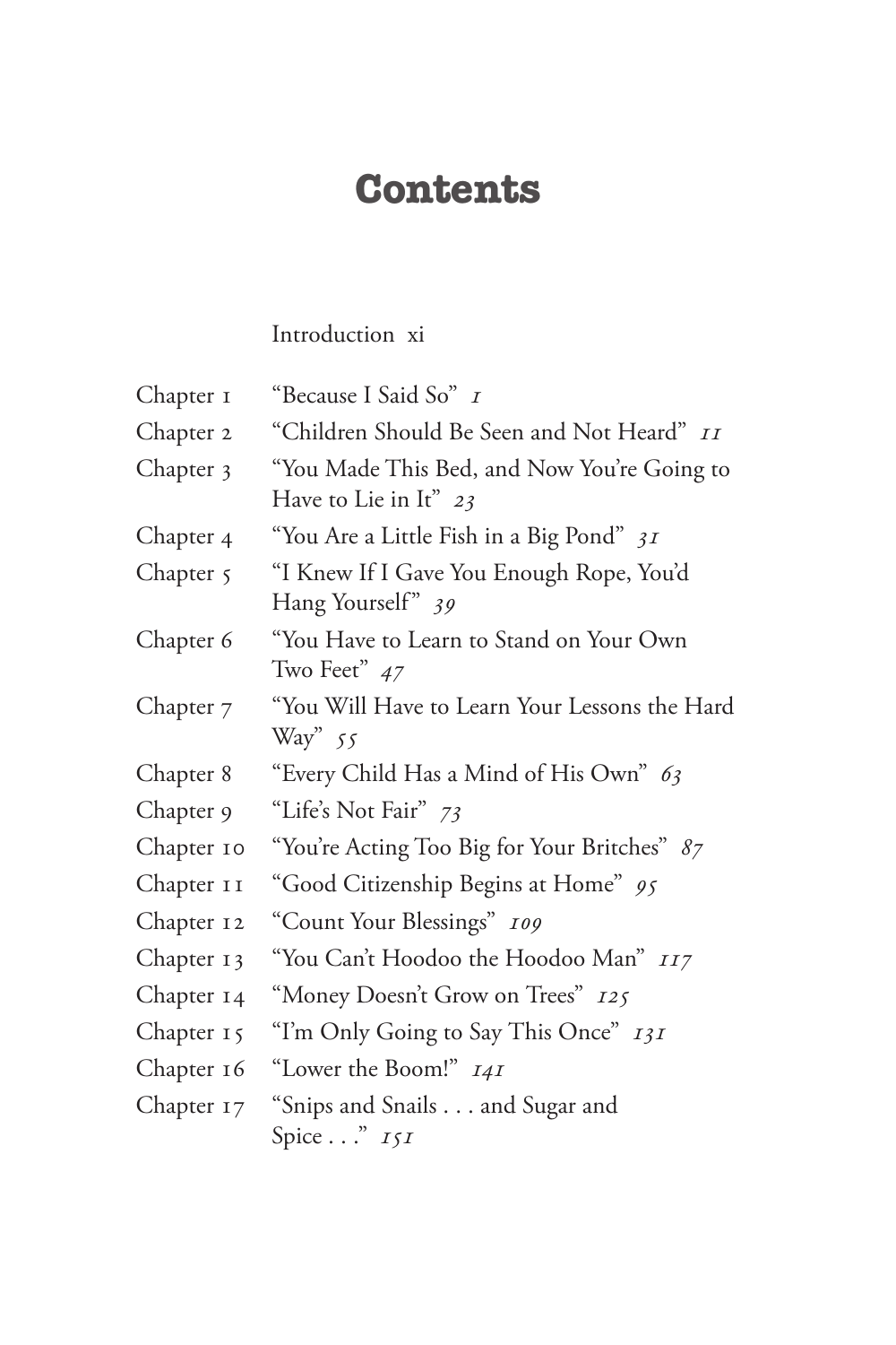# Contents

Introduction xi

Chapter 1 "Because I Said So" *1*

Chapter 2 "Children Should Be Seen and Not Heard" *11*

Chapter 3 "You Made This Bed, and Now You're Going to Have to Lie in It" *23*

Chapter 4 "You Are a Little Fish in a Big Pond" *31*

Chapter 5 "I Knew If I Gave You Enough Rope, You'd Hang Yourself" *39*

Chapter 6 "You Have to Learn to Stand on Your Own Two Feet" *47*

Chapter 7 "You Will Have to Learn Your Lessons the Hard Way" *55*

Chapter 8 "Every Child Has a Mind of His Own" *63*

Chapter 9 "Life's Not Fair" *73*

Chapter 10 "You're Acting Too Big for Your Britches" *87*

Chapter 11 "Good Citizenship Begins at Home" *95*

Chapter 12 "Count Your Blessings" *109*

Chapter 13 "You Can't Hoodoo the Hoodoo Man" *117*

Chapter 14 "Money Doesn't Grow on Trees" *125*

Chapter 15 "I'm Only Going to Say This Once" *131*

Chapter 16 "Lower the Boom!" *141*

Chapter 17 "Snips and Snails . . . and Sugar and Spice . . ." *151*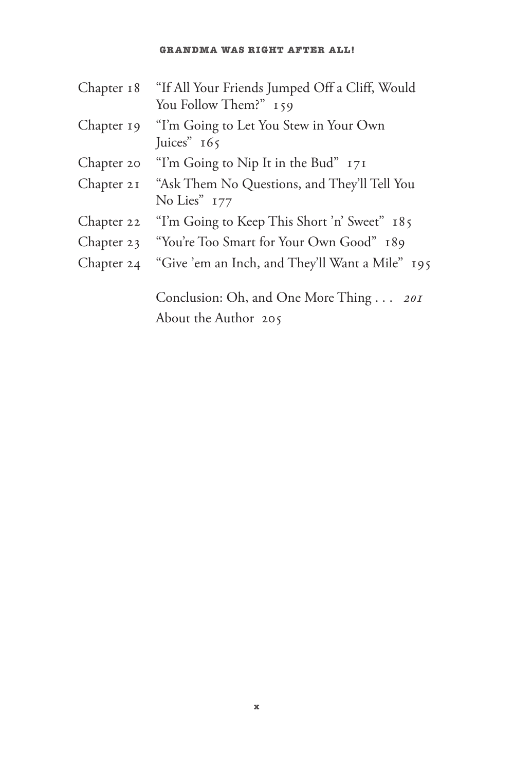Chapter 18 "If All Your Friends Jumped Off a Cliff, Would You Follow Them?" 159

Chapter 19 "I'm Going to Let You Stew in Your Own Juices" 165

Chapter 20 "I'm Going to Nip It in the Bud" 171

Chapter 21 "Ask Them No Questions, and They'll Tell You No Lies" 177

Chapter 22 "I'm Going to Keep This Short 'n' Sweet" 185

Chapter 23 "You're Too Smart for Your Own Good" 189

Chapter 24 "Give 'em an Inch, and They'll Want a Mile" 195

Conclusion: Oh, and One More Thing . . . *201*

About the Author 205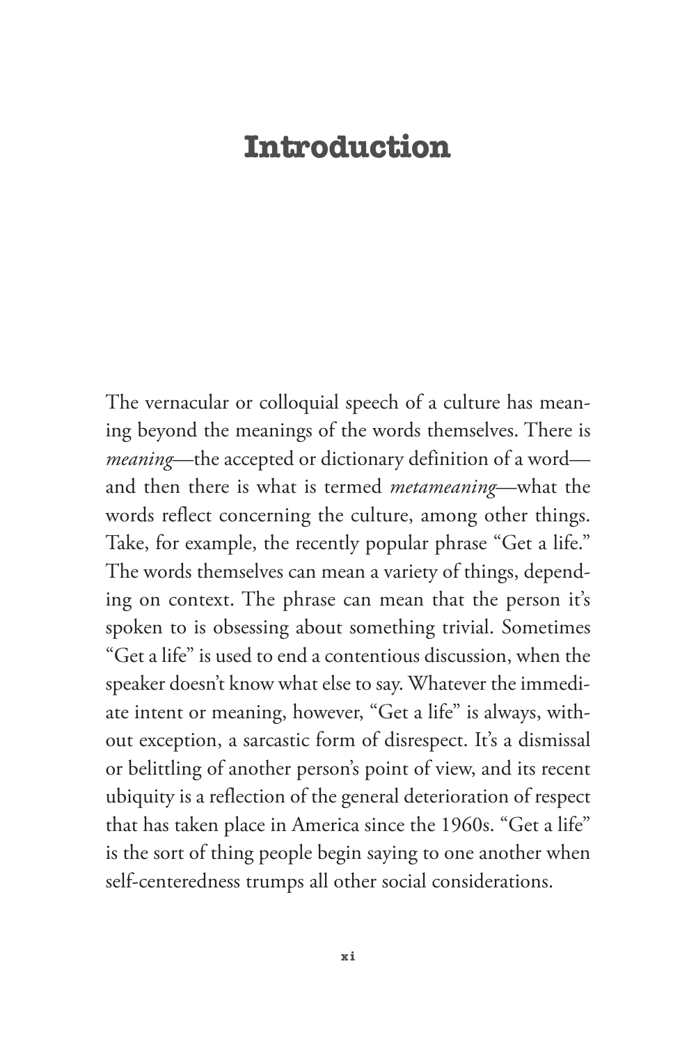# Introduction

The vernacular or colloquial speech of a culture has meaning beyond the meanings of the words themselves. There is *meaning*—the accepted or dictionary definition of a word—and then there is what is termed *metameaning*—what the words reflect concerning the culture, among other things. Take, for example, the recently popular phrase "Get a life." The words themselves can mean a variety of things, depending on context. The phrase can mean that the person it's spoken to is obsessing about something trivial. Sometimes "Get a life" is used to end a contentious discussion, when the speaker doesn't know what else to say. Whatever the immediate intent or meaning, however, "Get a life" is always, without exception, a sarcastic form of disrespect. It's a dismissal or belittling of another person's point of view, and its recent ubiquity is a reflection of the general deterioration of respect that has taken place in America since the 1960s. "Get a life" is the sort of thing people begin saying to one another when self-centeredness trumps all other social considerations.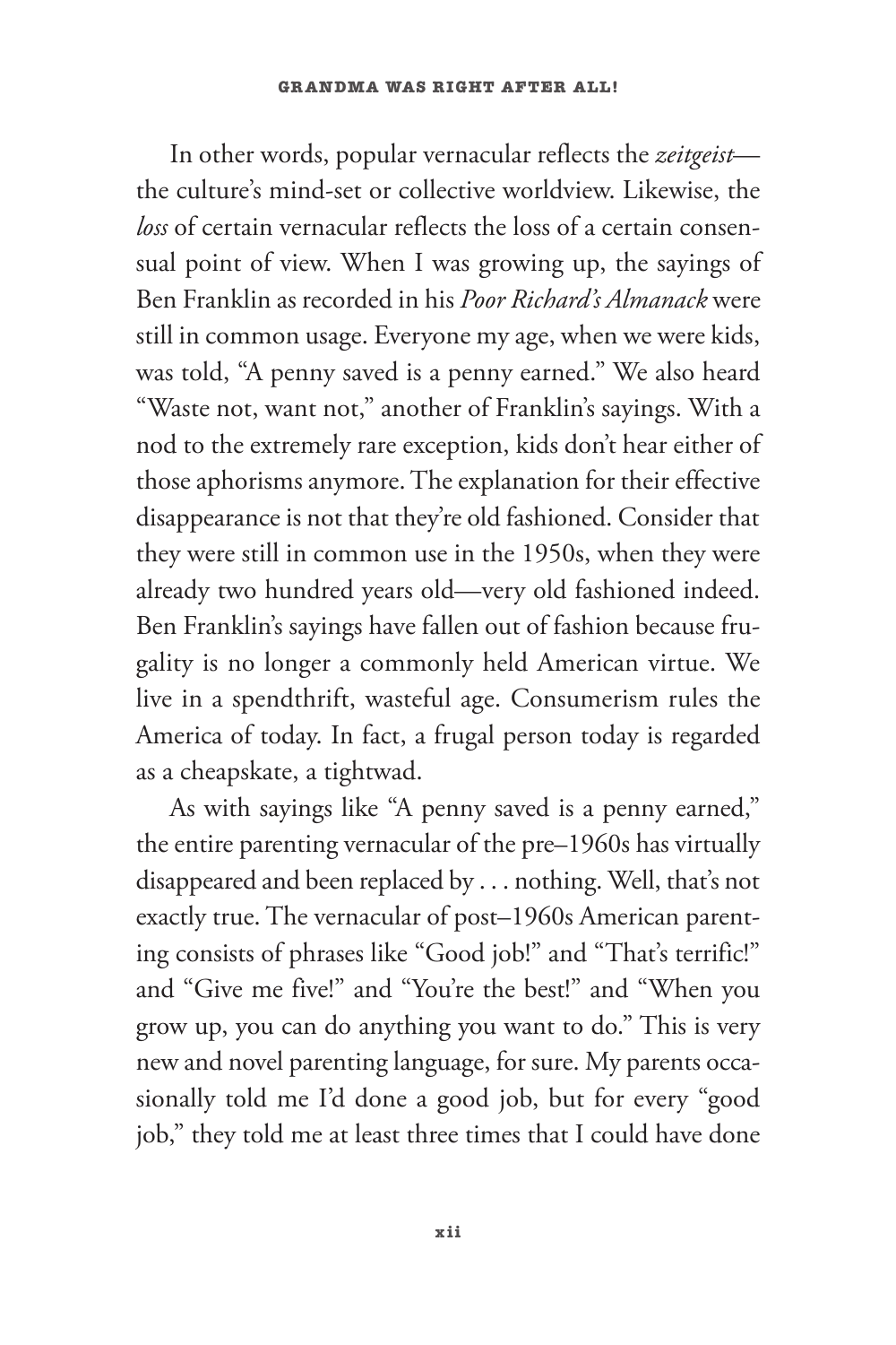In other words, popular vernacular reflects the *zeitgeist*—the culture's mind-set or collective worldview. Likewise, the *loss* of certain vernacular reflects the loss of a certain consensual point of view. When I was growing up, the sayings of Ben Franklin as recorded in his *Poor Richard's Almanack* were still in common usage. Everyone my age, when we were kids, was told, "A penny saved is a penny earned." We also heard "Waste not, want not," another of Franklin's sayings. With a nod to the extremely rare exception, kids don't hear either of those aphorisms anymore. The explanation for their effective disappearance is not that they're old fashioned. Consider that they were still in common use in the 1950s, when they were already two hundred years old—very old fashioned indeed. Ben Franklin's sayings have fallen out of fashion because frugality is no longer a commonly held American virtue. We live in a spendthrift, wasteful age. Consumerism rules the America of today. In fact, a frugal person today is regarded as a cheapskate, a tightwad.

As with sayings like "A penny saved is a penny earned," the entire parenting vernacular of the pre–1960s has virtually disappeared and been replaced by . . . nothing. Well, that's not exactly true. The vernacular of post–1960s American parenting consists of phrases like "Good job!" and "That's terrific!" and "Give me five!" and "You're the best!" and "When you grow up, you can do anything you want to do." This is very new and novel parenting language, for sure. My parents occasionally told me I'd done a good job, but for every "good job," they told me at least three times that I could have done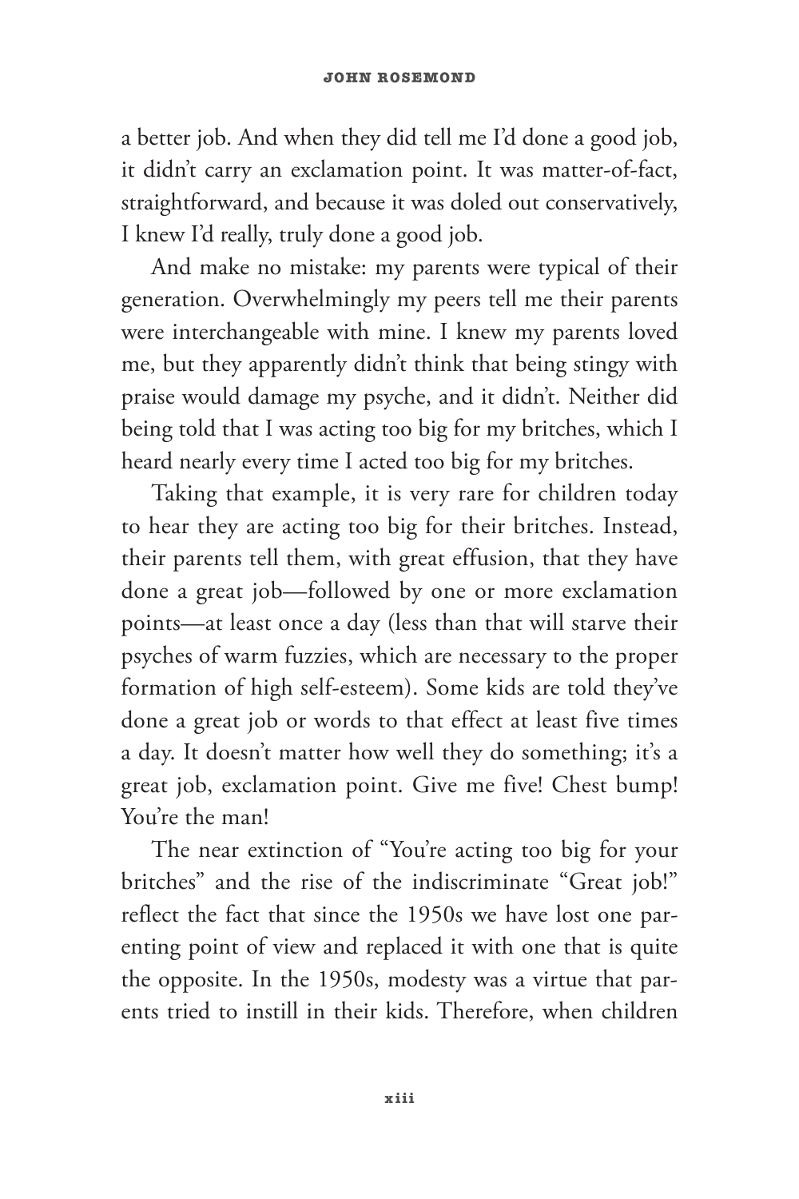a better job. And when they did tell me I'd done a good job, it didn't carry an exclamation point. It was matter-of-fact, straightforward, and because it was doled out conservatively, I knew I'd really, truly done a good job.

And make no mistake: my parents were typical of their generation. Overwhelmingly my peers tell me their parents were interchangeable with mine. I knew my parents loved me, but they apparently didn't think that being stingy with praise would damage my psyche, and it didn't. Neither did being told that I was acting too big for my britches, which I heard nearly every time I acted too big for my britches.

Taking that example, it is very rare for children today to hear they are acting too big for their britches. Instead, their parents tell them, with great effusion, that they have done a great job—followed by one or more exclamation points—at least once a day (less than that will starve their psyches of warm fuzzies, which are necessary to the proper formation of high self-esteem). Some kids are told they've done a great job or words to that effect at least five times a day. It doesn't matter how well they do something; it's a great job, exclamation point. Give me five! Chest bump! You're the man!

The near extinction of "You're acting too big for your britches" and the rise of the indiscriminate "Great job!" reflect the fact that since the 1950s we have lost one parenting point of view and replaced it with one that is quite the opposite. In the 1950s, modesty was a virtue that parents tried to instill in their kids. Therefore, when children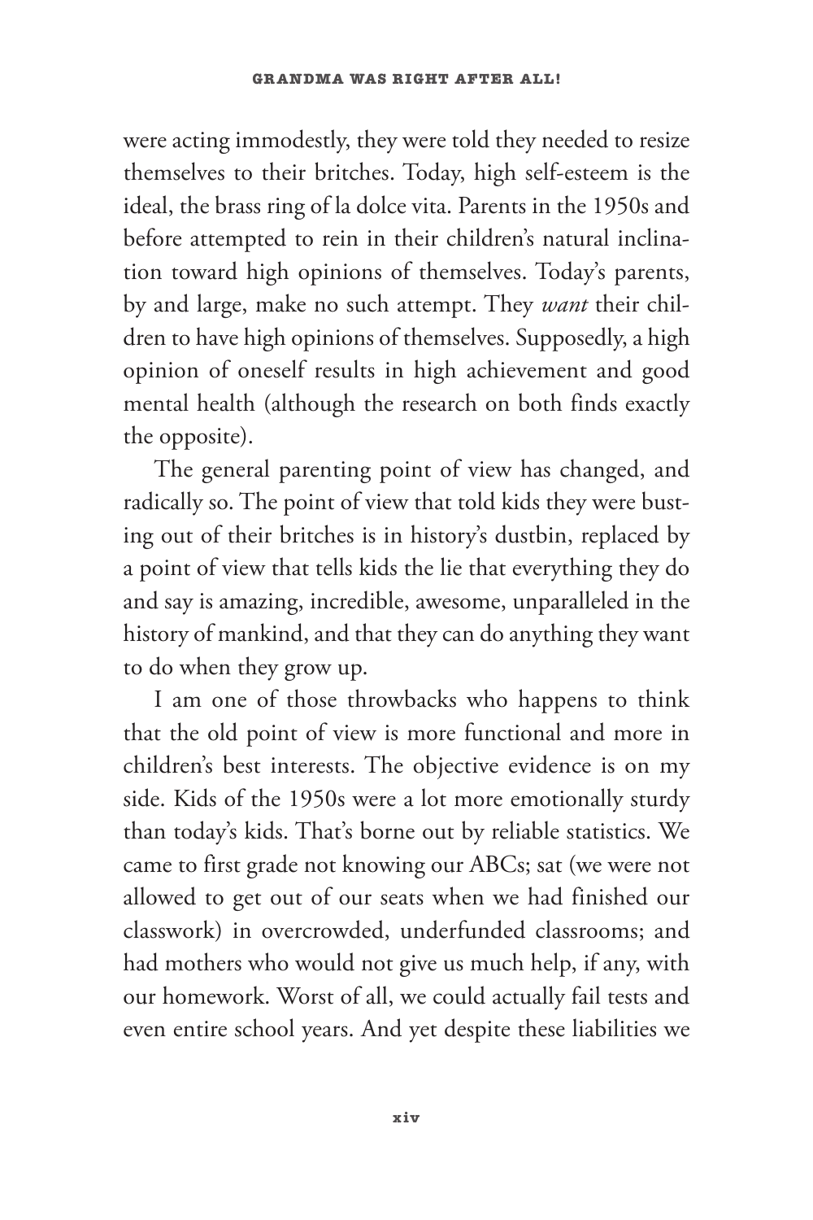were acting immodestly, they were told they needed to resize themselves to their britches. Today, high self-esteem is the ideal, the brass ring of la dolce vita. Parents in the 1950s and before attempted to rein in their children's natural inclination toward high opinions of themselves. Today's parents, by and large, make no such attempt. They *want* their children to have high opinions of themselves. Supposedly, a high opinion of oneself results in high achievement and good mental health (although the research on both finds exactly the opposite).

The general parenting point of view has changed, and radically so. The point of view that told kids they were busting out of their britches is in history's dustbin, replaced by a point of view that tells kids the lie that everything they do and say is amazing, incredible, awesome, unparalleled in the history of mankind, and that they can do anything they want to do when they grow up.

I am one of those throwbacks who happens to think that the old point of view is more functional and more in children's best interests. The objective evidence is on my side. Kids of the 1950s were a lot more emotionally sturdy than today's kids. That's borne out by reliable statistics. We came to first grade not knowing our ABCs; sat (we were not allowed to get out of our seats when we had finished our classwork) in overcrowded, underfunded classrooms; and had mothers who would not give us much help, if any, with our homework. Worst of all, we could actually fail tests and even entire school years. And yet despite these liabilities we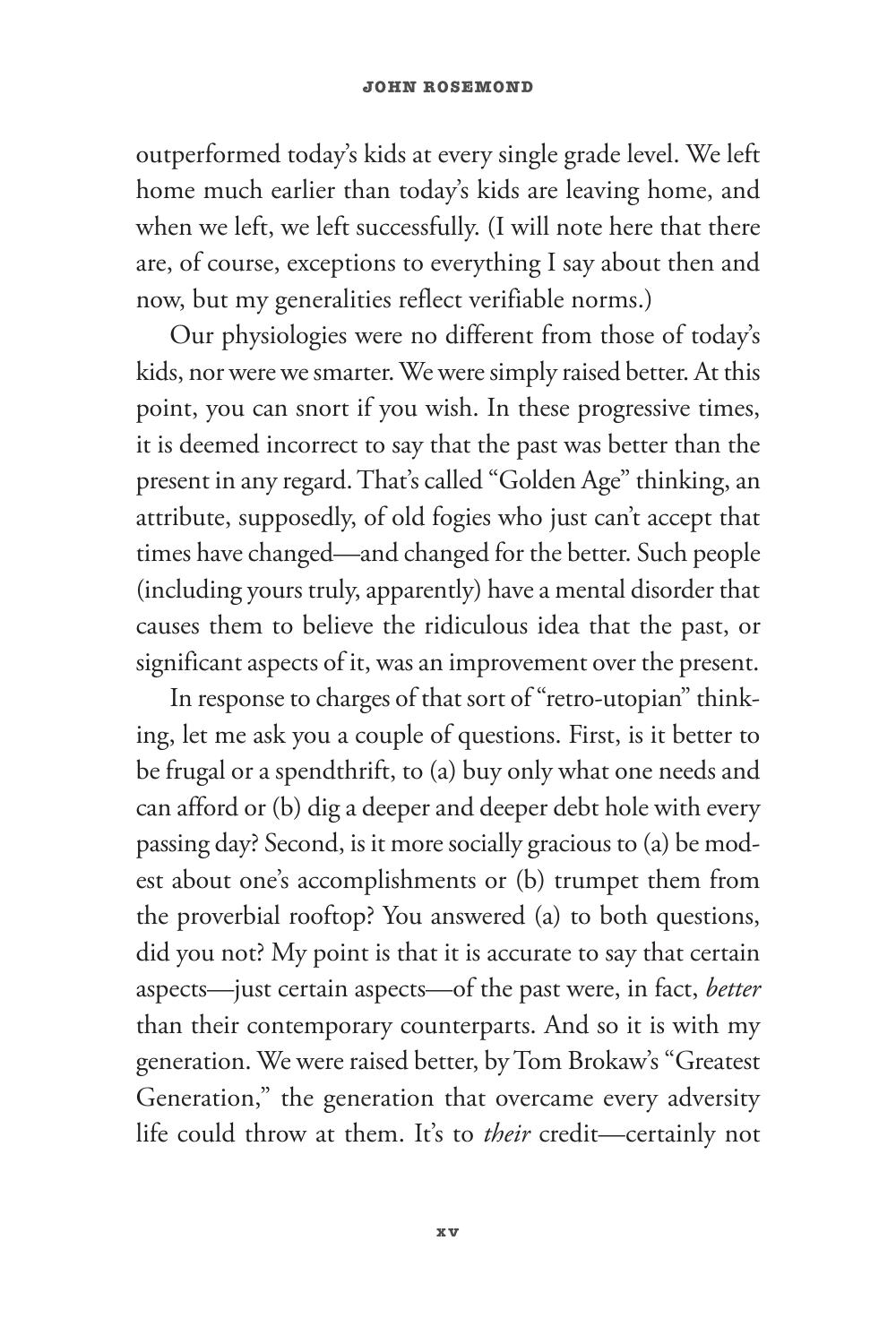outperformed today's kids at every single grade level. We left home much earlier than today's kids are leaving home, and when we left, we left successfully. (I will note here that there are, of course, exceptions to everything I say about then and now, but my generalities reflect verifiable norms.)

Our physiologies were no different from those of today's kids, nor were we smarter. We were simply raised better. At this point, you can snort if you wish. In these progressive times, it is deemed incorrect to say that the past was better than the present in any regard. That's called "Golden Age" thinking, an attribute, supposedly, of old fogies who just can't accept that times have changed—and changed for the better. Such people (including yours truly, apparently) have a mental disorder that causes them to believe the ridiculous idea that the past, or significant aspects of it, was an improvement over the present.

In response to charges of that sort of "retro-utopian" thinking, let me ask you a couple of questions. First, is it better to be frugal or a spendthrift, to (a) buy only what one needs and can afford or (b) dig a deeper and deeper debt hole with every passing day? Second, is it more socially gracious to (a) be modest about one's accomplishments or (b) trumpet them from the proverbial rooftop? You answered (a) to both questions, did you not? My point is that it is accurate to say that certain aspects—just certain aspects—of the past were, in fact, *better* than their contemporary counterparts. And so it is with my generation. We were raised better, by Tom Brokaw's "Greatest Generation," the generation that overcame every adversity life could throw at them. It's to *their* credit—certainly not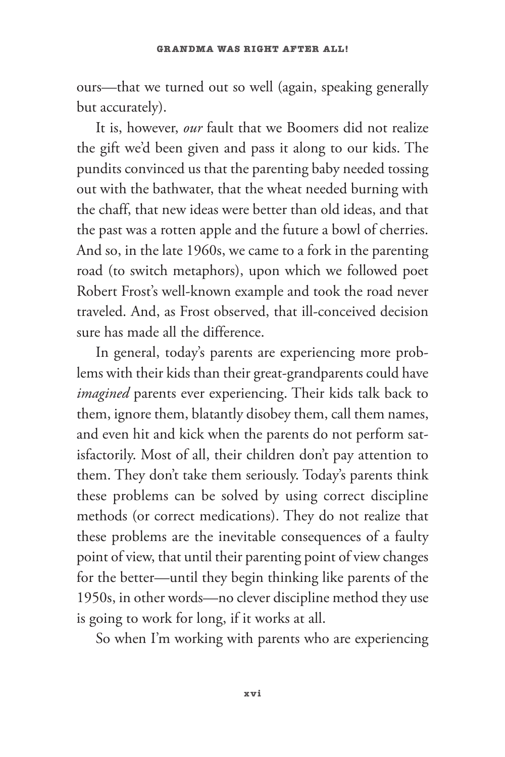ours—that we turned out so well (again, speaking generally but accurately).

It is, however, *our* fault that we Boomers did not realize the gift we'd been given and pass it along to our kids. The pundits convinced us that the parenting baby needed tossing out with the bathwater, that the wheat needed burning with the chaff, that new ideas were better than old ideas, and that the past was a rotten apple and the future a bowl of cherries. And so, in the late 1960s, we came to a fork in the parenting road (to switch metaphors), upon which we followed poet Robert Frost's well-known example and took the road never traveled. And, as Frost observed, that ill-conceived decision sure has made all the difference.

In general, today's parents are experiencing more problems with their kids than their great-grandparents could have *imagined* parents ever experiencing. Their kids talk back to them, ignore them, blatantly disobey them, call them names, and even hit and kick when the parents do not perform satisfactorily. Most of all, their children don't pay attention to them. They don't take them seriously. Today's parents think these problems can be solved by using correct discipline methods (or correct medications). They do not realize that these problems are the inevitable consequences of a faulty point of view, that until their parenting point of view changes for the better—until they begin thinking like parents of the 1950s, in other words—no clever discipline method they use is going to work for long, if it works at all.

So when I'm working with parents who are experiencing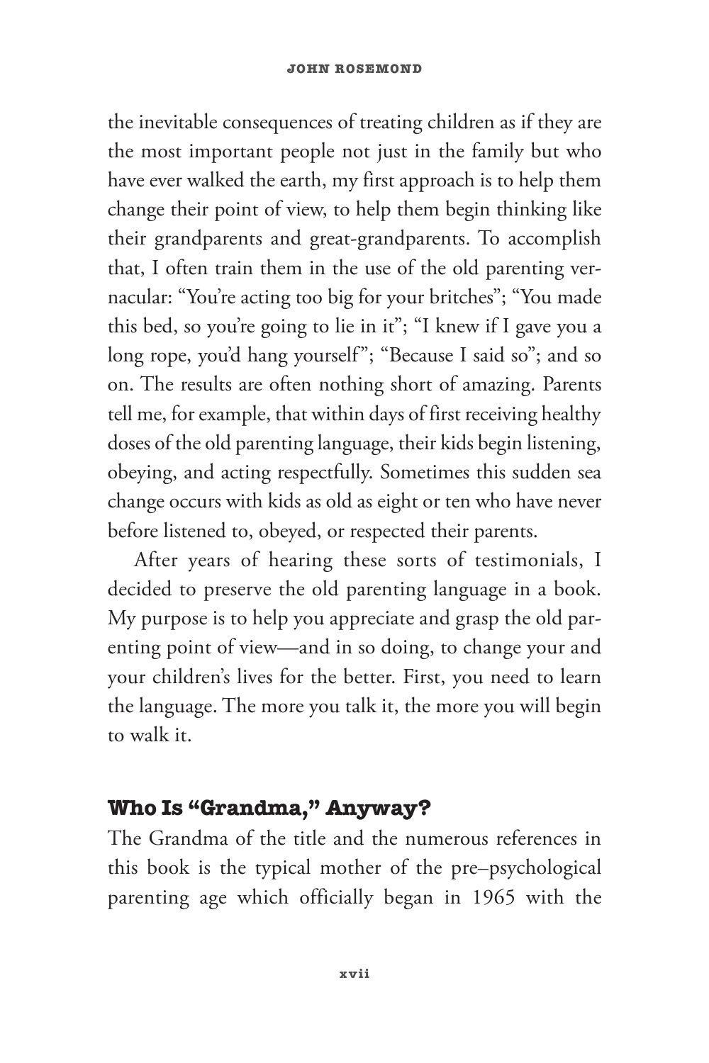the inevitable consequences of treating children as if they are the most important people not just in the family but who have ever walked the earth, my first approach is to help them change their point of view, to help them begin thinking like their grandparents and great-grandparents. To accomplish that, I often train them in the use of the old parenting vernacular: "You're acting too big for your britches"; "You made this bed, so you're going to lie in it"; "I knew if I gave you a long rope, you'd hang yourself"; "Because I said so"; and so on. The results are often nothing short of amazing. Parents tell me, for example, that within days of first receiving healthy doses of the old parenting language, their kids begin listening, obeying, and acting respectfully. Sometimes this sudden sea change occurs with kids as old as eight or ten who have never before listened to, obeyed, or respected their parents.

After years of hearing these sorts of testimonials, I decided to preserve the old parenting language in a book. My purpose is to help you appreciate and grasp the old parenting point of view—and in so doing, to change your and your children's lives for the better. First, you need to learn the language. The more you talk it, the more you will begin to walk it.

## Who Is "Grandma," Anyway?

The Grandma of the title and the numerous references in this book is the typical mother of the pre–psychological parenting age which officially began in 1965 with the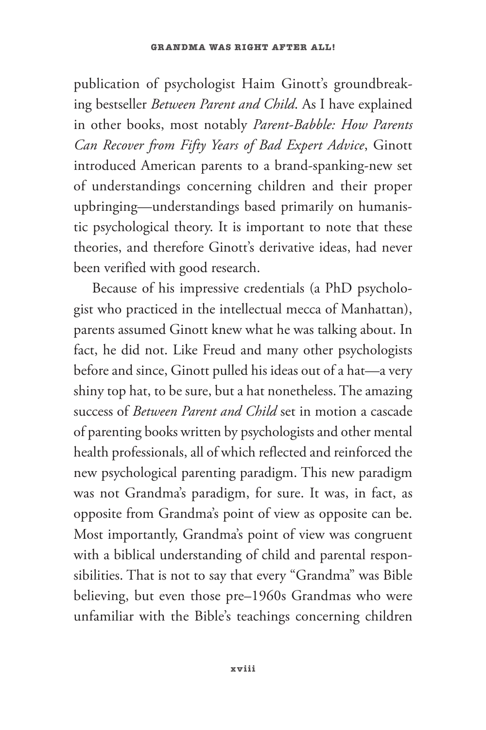publication of psychologist Haim Ginott's groundbreaking bestseller *Between Parent and Child*. As I have explained in other books, most notably *Parent-Babble: How Parents Can Recover from Fifty Years of Bad Expert Advice*, Ginott introduced American parents to a brand-spanking-new set of understandings concerning children and their proper upbringing—understandings based primarily on humanistic psychological theory. It is important to note that these theories, and therefore Ginott's derivative ideas, had never been verified with good research.

Because of his impressive credentials (a PhD psychologist who practiced in the intellectual mecca of Manhattan), parents assumed Ginott knew what he was talking about. In fact, he did not. Like Freud and many other psychologists before and since, Ginott pulled his ideas out of a hat—a very shiny top hat, to be sure, but a hat nonetheless. The amazing success of *Between Parent and Child* set in motion a cascade of parenting books written by psychologists and other mental health professionals, all of which reflected and reinforced the new psychological parenting paradigm. This new paradigm was not Grandma's paradigm, for sure. It was, in fact, as opposite from Grandma's point of view as opposite can be. Most importantly, Grandma's point of view was congruent with a biblical understanding of child and parental responsibilities. That is not to say that every "Grandma" was Bible believing, but even those pre–1960s Grandmas who were unfamiliar with the Bible's teachings concerning children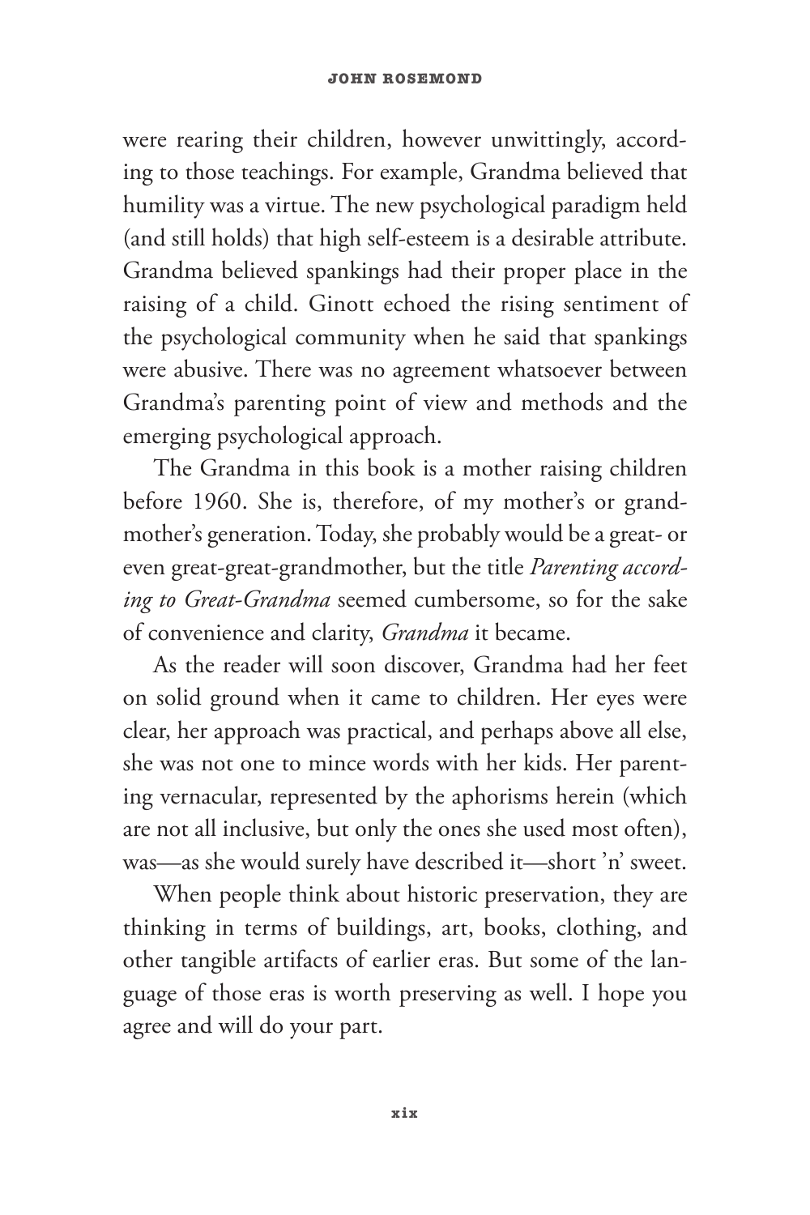were rearing their children, however unwittingly, according to those teachings. For example, Grandma believed that humility was a virtue. The new psychological paradigm held (and still holds) that high self-esteem is a desirable attribute. Grandma believed spankings had their proper place in the raising of a child. Ginott echoed the rising sentiment of the psychological community when he said that spankings were abusive. There was no agreement whatsoever between Grandma's parenting point of view and methods and the emerging psychological approach.

The Grandma in this book is a mother raising children before 1960. She is, therefore, of my mother's or grandmother's generation. Today, she probably would be a great- or even great-great-grandmother, but the title *Parenting according to Great-Grandma* seemed cumbersome, so for the sake of convenience and clarity, *Grandma* it became.

As the reader will soon discover, Grandma had her feet on solid ground when it came to children. Her eyes were clear, her approach was practical, and perhaps above all else, she was not one to mince words with her kids. Her parenting vernacular, represented by the aphorisms herein (which are not all inclusive, but only the ones she used most often), was—as she would surely have described it—short 'n' sweet.

When people think about historic preservation, they are thinking in terms of buildings, art, books, clothing, and other tangible artifacts of earlier eras. But some of the language of those eras is worth preserving as well. I hope you agree and will do your part.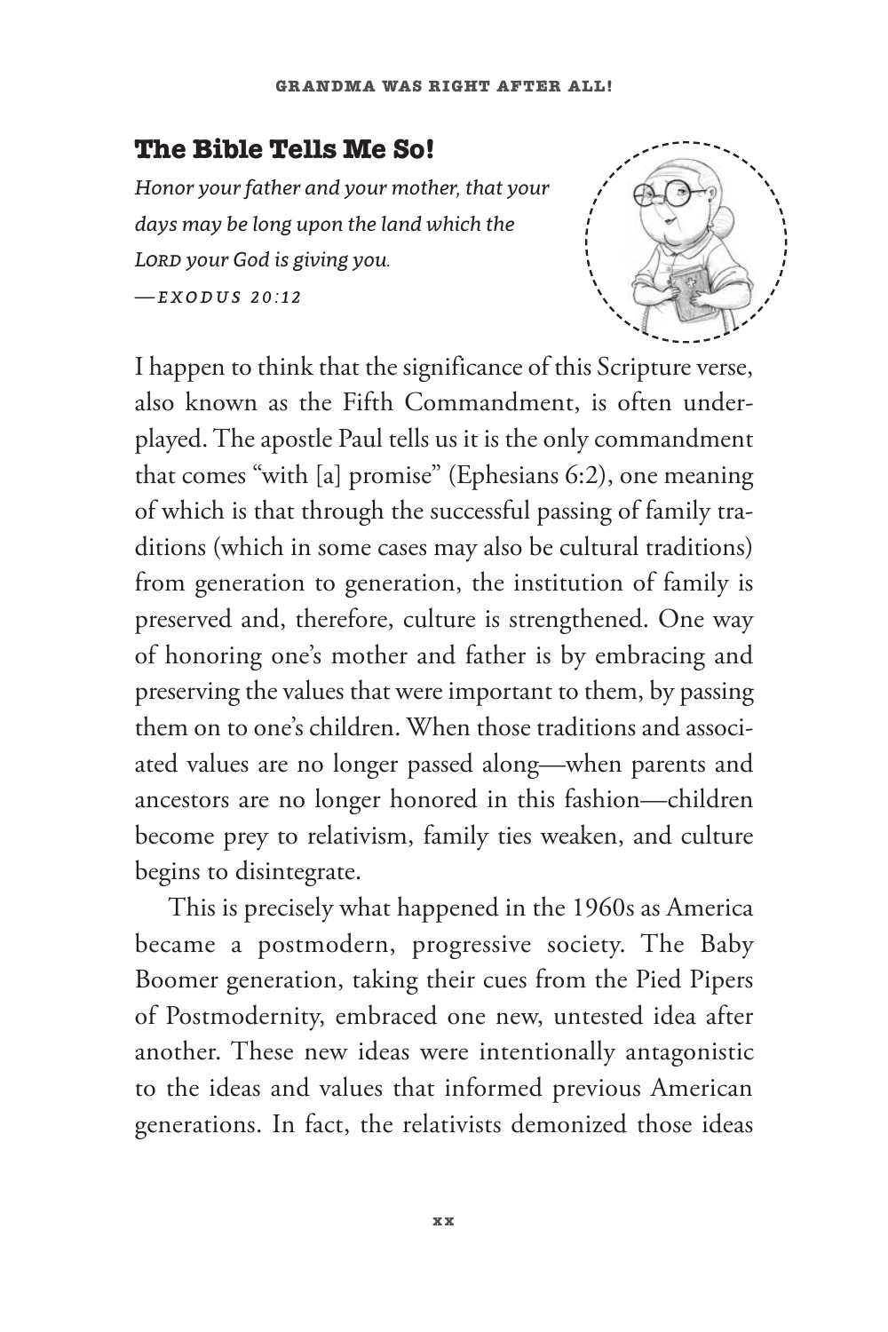## The Bible Tells Me So!

*Honor your father and your mother, that your days may be long upon the land which the LORD your God is giving you.*
*—EXODUS 20:12*

I happen to think that the significance of this Scripture verse, also known as the Fifth Commandment, is often underplayed. The apostle Paul tells us it is the only commandment that comes "with [a] promise" (Ephesians 6:2), one meaning of which is that through the successful passing of family traditions (which in some cases may also be cultural traditions) from generation to generation, the institution of family is preserved and, therefore, culture is strengthened. One way of honoring one's mother and father is by embracing and preserving the values that were important to them, by passing them on to one's children. When those traditions and associated values are no longer passed along—when parents and ancestors are no longer honored in this fashion—children become prey to relativism, family ties weaken, and culture begins to disintegrate.

This is precisely what happened in the 1960s as America became a postmodern, progressive society. The Baby Boomer generation, taking their cues from the Pied Pipers of Postmodernity, embraced one new, untested idea after another. These new ideas were intentionally antagonistic to the ideas and values that informed previous American generations. In fact, the relativists demonized those ideas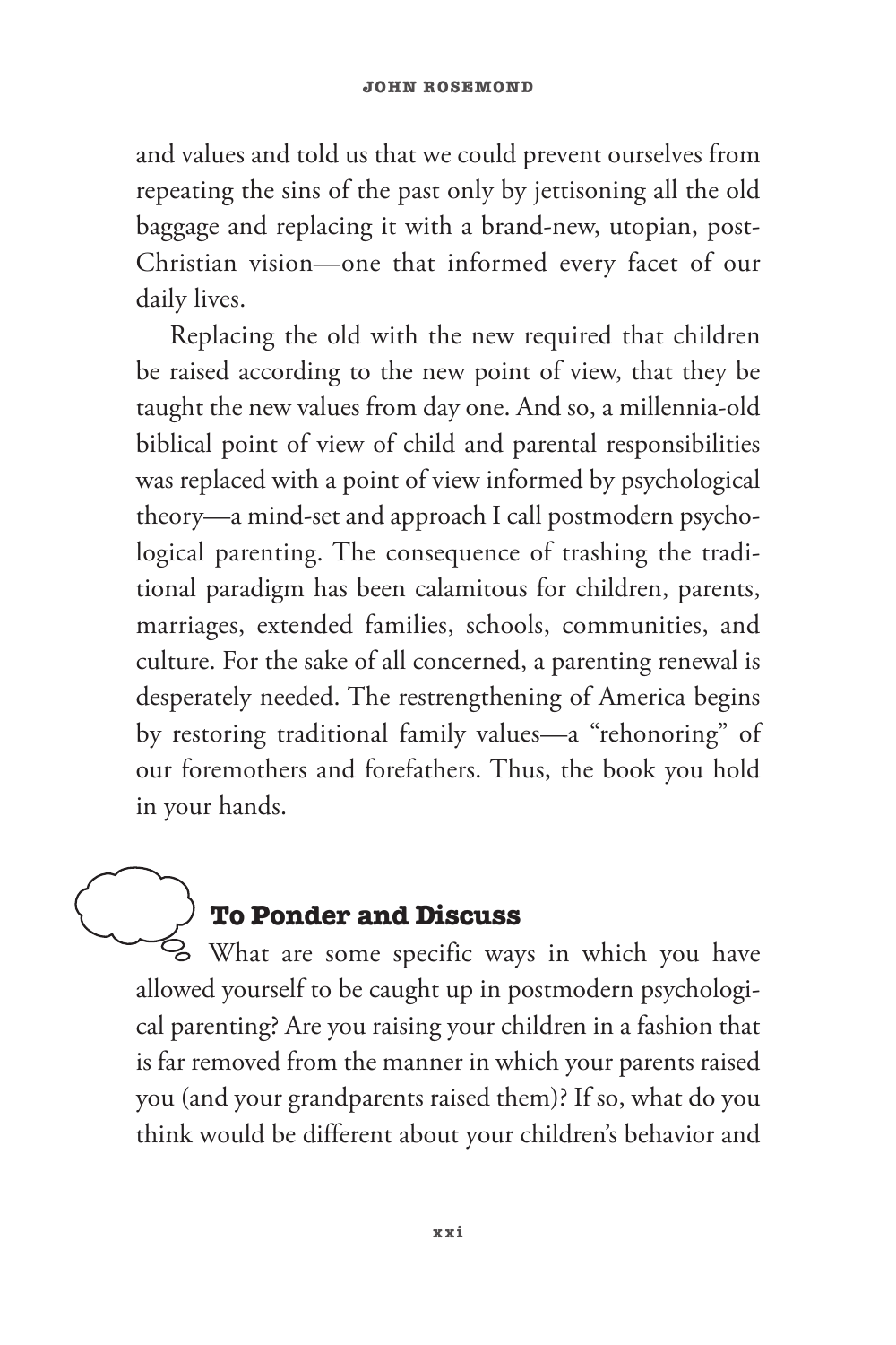and values and told us that we could prevent ourselves from repeating the sins of the past only by jettisoning all the old baggage and replacing it with a brand-new, utopian, post-Christian vision—one that informed every facet of our daily lives.

Replacing the old with the new required that children be raised according to the new point of view, that they be taught the new values from day one. And so, a millennia-old biblical point of view of child and parental responsibilities was replaced with a point of view informed by psychological theory—a mind-set and approach I call postmodern psychological parenting. The consequence of trashing the traditional paradigm has been calamitous for children, parents, marriages, extended families, schools, communities, and culture. For the sake of all concerned, a parenting renewal is desperately needed. The restrengthening of America begins by restoring traditional family values—a "rehonoring" of our foremothers and forefathers. Thus, the book you hold in your hands.

### To Ponder and Discuss

What are some specific ways in which you have allowed yourself to be caught up in postmodern psychological parenting? Are you raising your children in a fashion that is far removed from the manner in which your parents raised you (and your grandparents raised them)? If so, what do you think would be different about your children's behavior and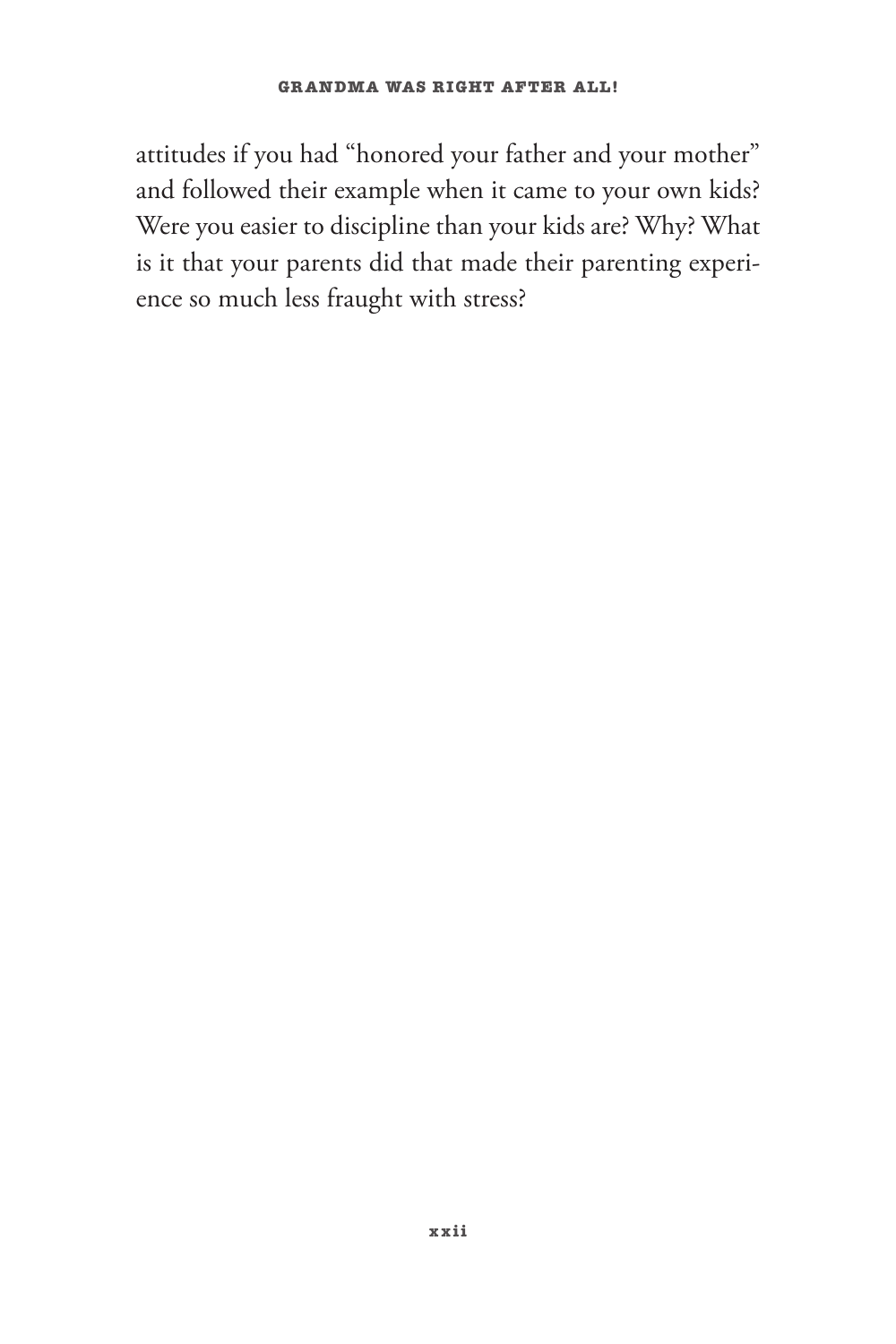attitudes if you had "honored your father and your mother" and followed their example when it came to your own kids? Were you easier to discipline than your kids are? Why? What is it that your parents did that made their parenting experience so much less fraught with stress?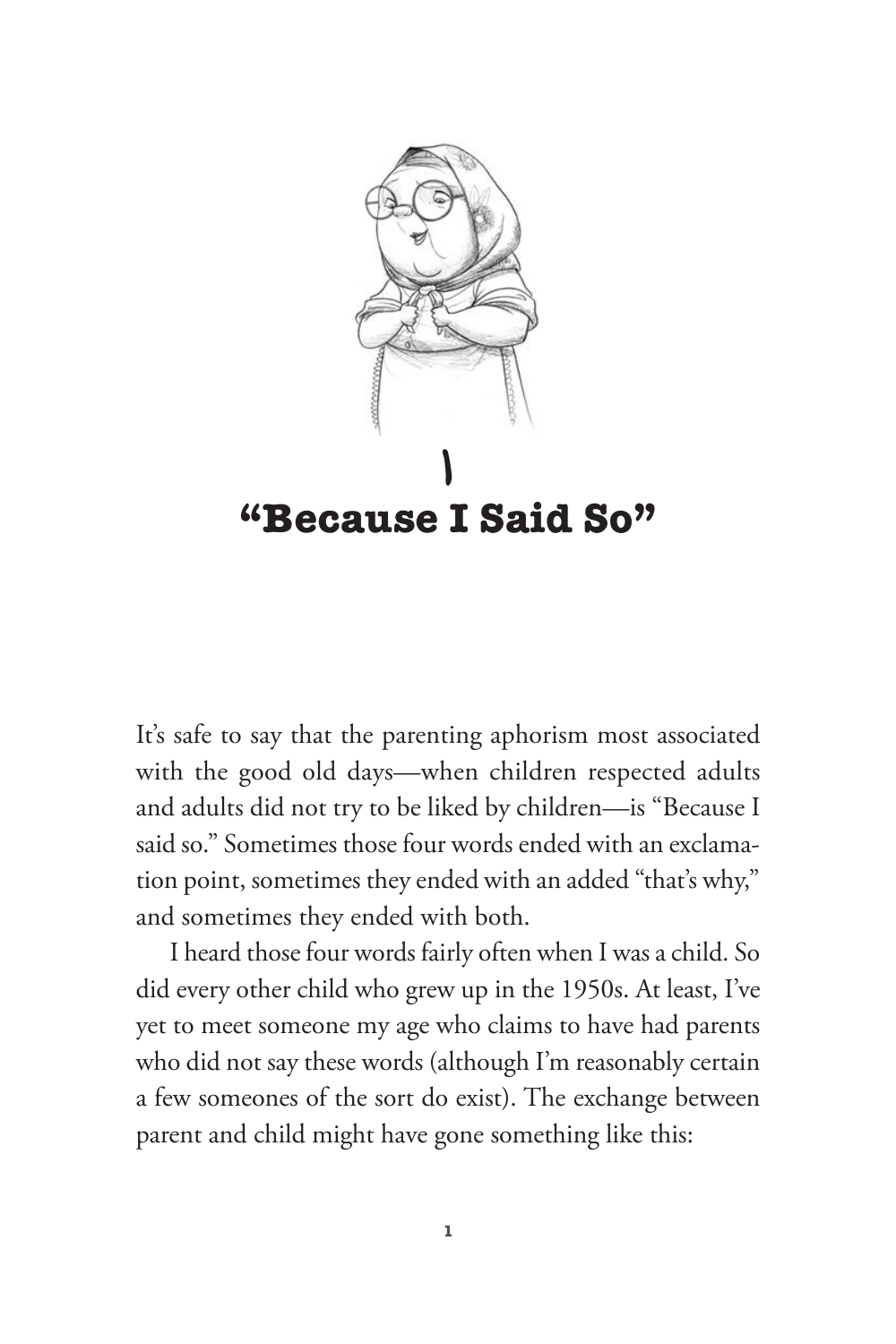# 1
# "Because I Said So"

It's safe to say that the parenting aphorism most associated with the good old days—when children respected adults and adults did not try to be liked by children—is "Because I said so." Sometimes those four words ended with an exclamation point, sometimes they ended with an added "that's why," and sometimes they ended with both.

I heard those four words fairly often when I was a child. So did every other child who grew up in the 1950s. At least, I've yet to meet someone my age who claims to have had parents who did not say these words (although I'm reasonably certain a few someones of the sort do exist). The exchange between parent and child might have gone something like this: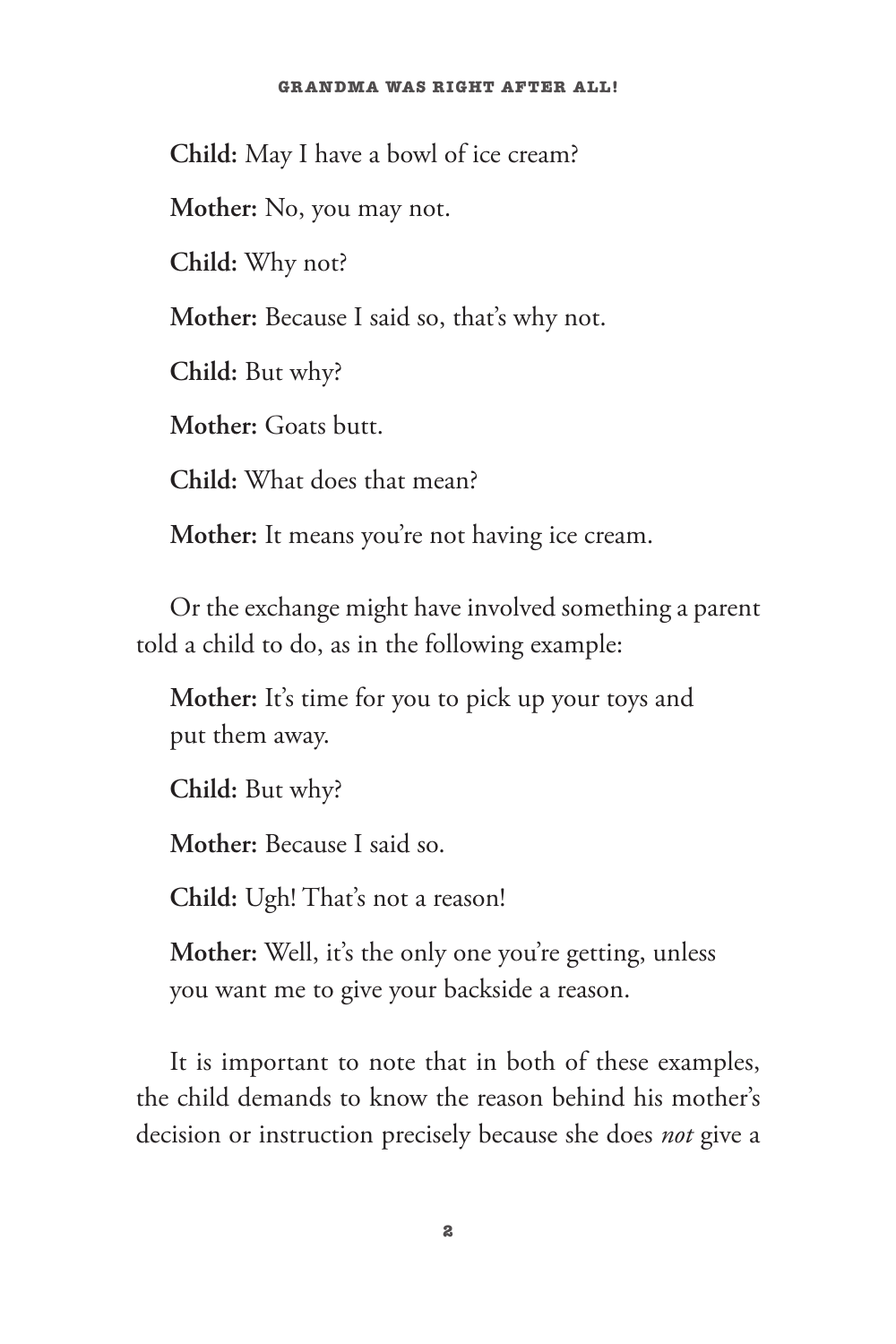**Child:** May I have a bowl of ice cream?

**Mother:** No, you may not.

**Child:** Why not?

**Mother:** Because I said so, that's why not.

**Child:** But why?

**Mother:** Goats butt.

**Child:** What does that mean?

**Mother:** It means you're not having ice cream.

Or the exchange might have involved something a parent told a child to do, as in the following example:

**Mother:** It's time for you to pick up your toys and put them away.

**Child:** But why?

**Mother:** Because I said so.

**Child:** Ugh! That's not a reason!

**Mother:** Well, it's the only one you're getting, unless you want me to give your backside a reason.

It is important to note that in both of these examples, the child demands to know the reason behind his mother's decision or instruction precisely because she does *not* give a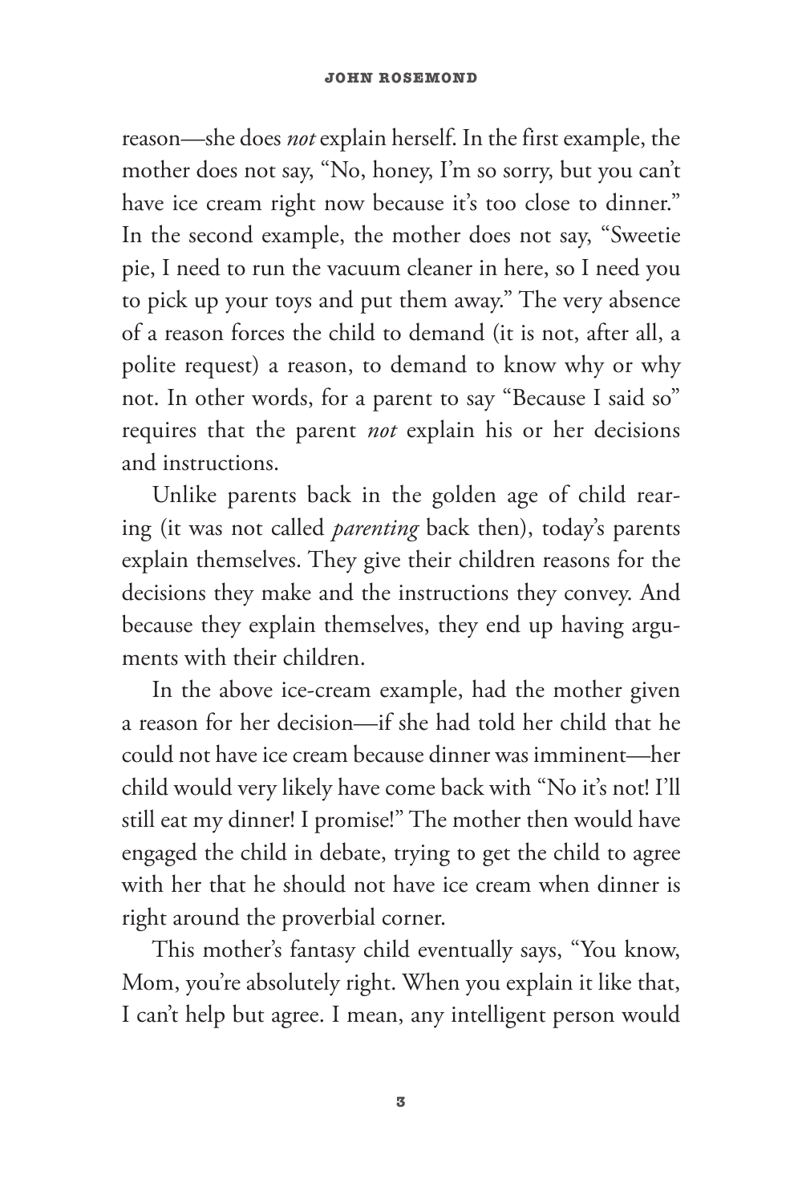reason—she does *not* explain herself. In the first example, the mother does not say, "No, honey, I'm so sorry, but you can't have ice cream right now because it's too close to dinner." In the second example, the mother does not say, "Sweetie pie, I need to run the vacuum cleaner in here, so I need you to pick up your toys and put them away." The very absence of a reason forces the child to demand (it is not, after all, a polite request) a reason, to demand to know why or why not. In other words, for a parent to say "Because I said so" requires that the parent *not* explain his or her decisions and instructions.

Unlike parents back in the golden age of child rearing (it was not called *parenting* back then), today's parents explain themselves. They give their children reasons for the decisions they make and the instructions they convey. And because they explain themselves, they end up having arguments with their children.

In the above ice-cream example, had the mother given a reason for her decision—if she had told her child that he could not have ice cream because dinner was imminent—her child would very likely have come back with "No it's not! I'll still eat my dinner! I promise!" The mother then would have engaged the child in debate, trying to get the child to agree with her that he should not have ice cream when dinner is right around the proverbial corner.

This mother's fantasy child eventually says, "You know, Mom, you're absolutely right. When you explain it like that, I can't help but agree. I mean, any intelligent person would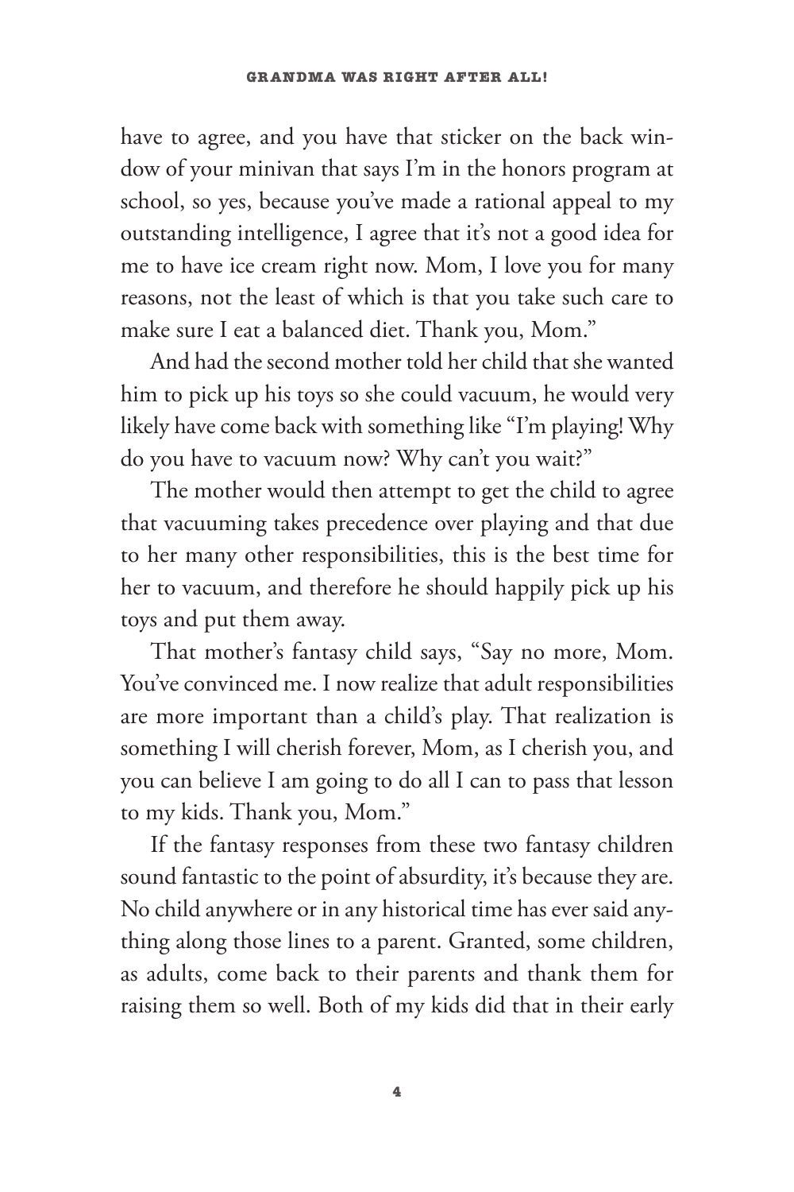have to agree, and you have that sticker on the back window of your minivan that says I'm in the honors program at school, so yes, because you've made a rational appeal to my outstanding intelligence, I agree that it's not a good idea for me to have ice cream right now. Mom, I love you for many reasons, not the least of which is that you take such care to make sure I eat a balanced diet. Thank you, Mom."

And had the second mother told her child that she wanted him to pick up his toys so she could vacuum, he would very likely have come back with something like "I'm playing! Why do you have to vacuum now? Why can't you wait?"

The mother would then attempt to get the child to agree that vacuuming takes precedence over playing and that due to her many other responsibilities, this is the best time for her to vacuum, and therefore he should happily pick up his toys and put them away.

That mother's fantasy child says, "Say no more, Mom. You've convinced me. I now realize that adult responsibilities are more important than a child's play. That realization is something I will cherish forever, Mom, as I cherish you, and you can believe I am going to do all I can to pass that lesson to my kids. Thank you, Mom."

If the fantasy responses from these two fantasy children sound fantastic to the point of absurdity, it's because they are. No child anywhere or in any historical time has ever said anything along those lines to a parent. Granted, some children, as adults, come back to their parents and thank them for raising them so well. Both of my kids did that in their early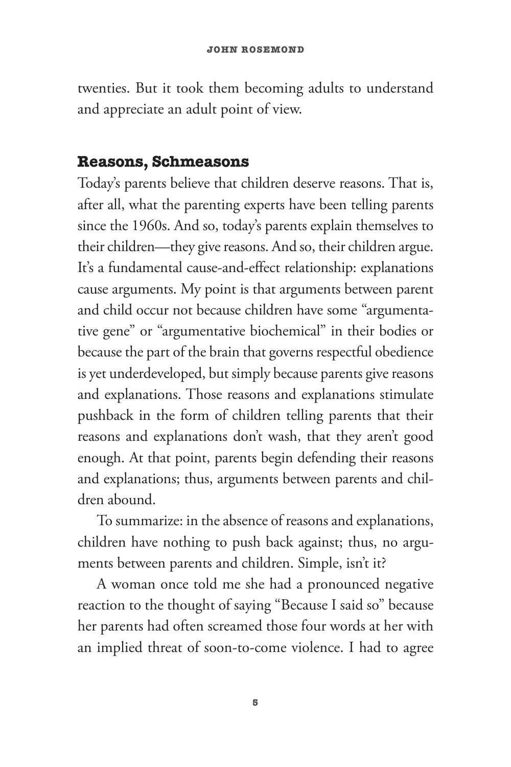twenties. But it took them becoming adults to understand and appreciate an adult point of view.

## Reasons, Schmeasons

Today's parents believe that children deserve reasons. That is, after all, what the parenting experts have been telling parents since the 1960s. And so, today's parents explain themselves to their children—they give reasons. And so, their children argue. It's a fundamental cause-and-effect relationship: explanations cause arguments. My point is that arguments between parent and child occur not because children have some "argumentative gene" or "argumentative biochemical" in their bodies or because the part of the brain that governs respectful obedience is yet underdeveloped, but simply because parents give reasons and explanations. Those reasons and explanations stimulate pushback in the form of children telling parents that their reasons and explanations don't wash, that they aren't good enough. At that point, parents begin defending their reasons and explanations; thus, arguments between parents and children abound.

To summarize: in the absence of reasons and explanations, children have nothing to push back against; thus, no arguments between parents and children. Simple, isn't it?

A woman once told me she had a pronounced negative reaction to the thought of saying "Because I said so" because her parents had often screamed those four words at her with an implied threat of soon-to-come violence. I had to agree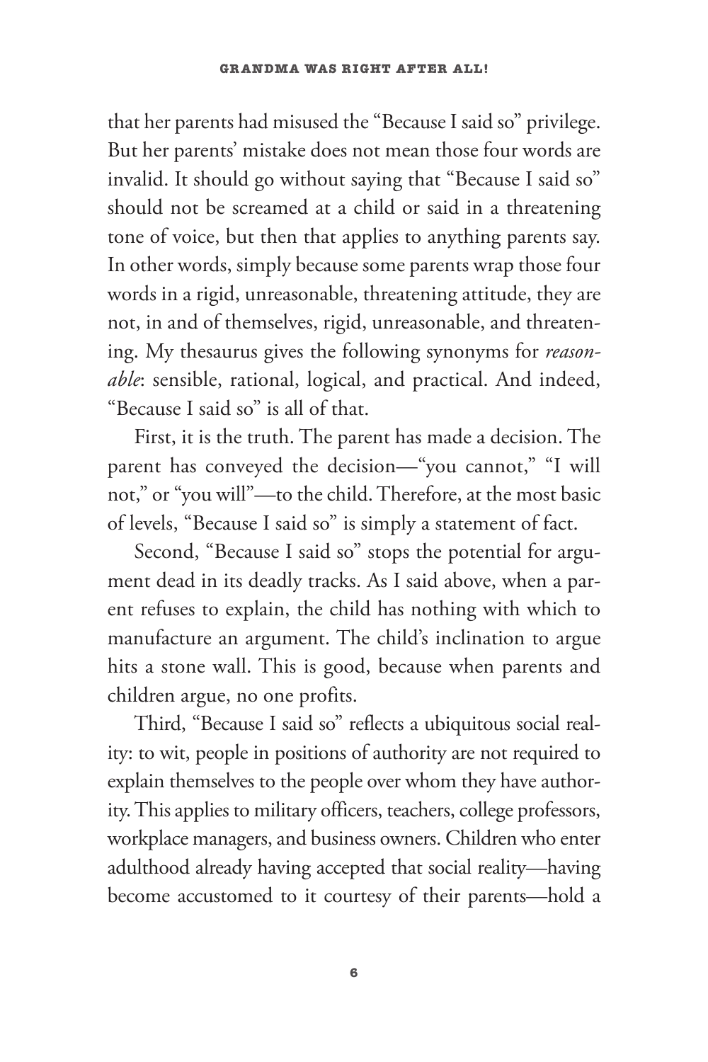that her parents had misused the "Because I said so" privilege. But her parents' mistake does not mean those four words are invalid. It should go without saying that "Because I said so" should not be screamed at a child or said in a threatening tone of voice, but then that applies to anything parents say. In other words, simply because some parents wrap those four words in a rigid, unreasonable, threatening attitude, they are not, in and of themselves, rigid, unreasonable, and threatening. My thesaurus gives the following synonyms for *reasonable*: sensible, rational, logical, and practical. And indeed, "Because I said so" is all of that.

First, it is the truth. The parent has made a decision. The parent has conveyed the decision—"you cannot," "I will not," or "you will"—to the child. Therefore, at the most basic of levels, "Because I said so" is simply a statement of fact.

Second, "Because I said so" stops the potential for argument dead in its deadly tracks. As I said above, when a parent refuses to explain, the child has nothing with which to manufacture an argument. The child's inclination to argue hits a stone wall. This is good, because when parents and children argue, no one profits.

Third, "Because I said so" reflects a ubiquitous social reality: to wit, people in positions of authority are not required to explain themselves to the people over whom they have authority. This applies to military officers, teachers, college professors, workplace managers, and business owners. Children who enter adulthood already having accepted that social reality—having become accustomed to it courtesy of their parents—hold a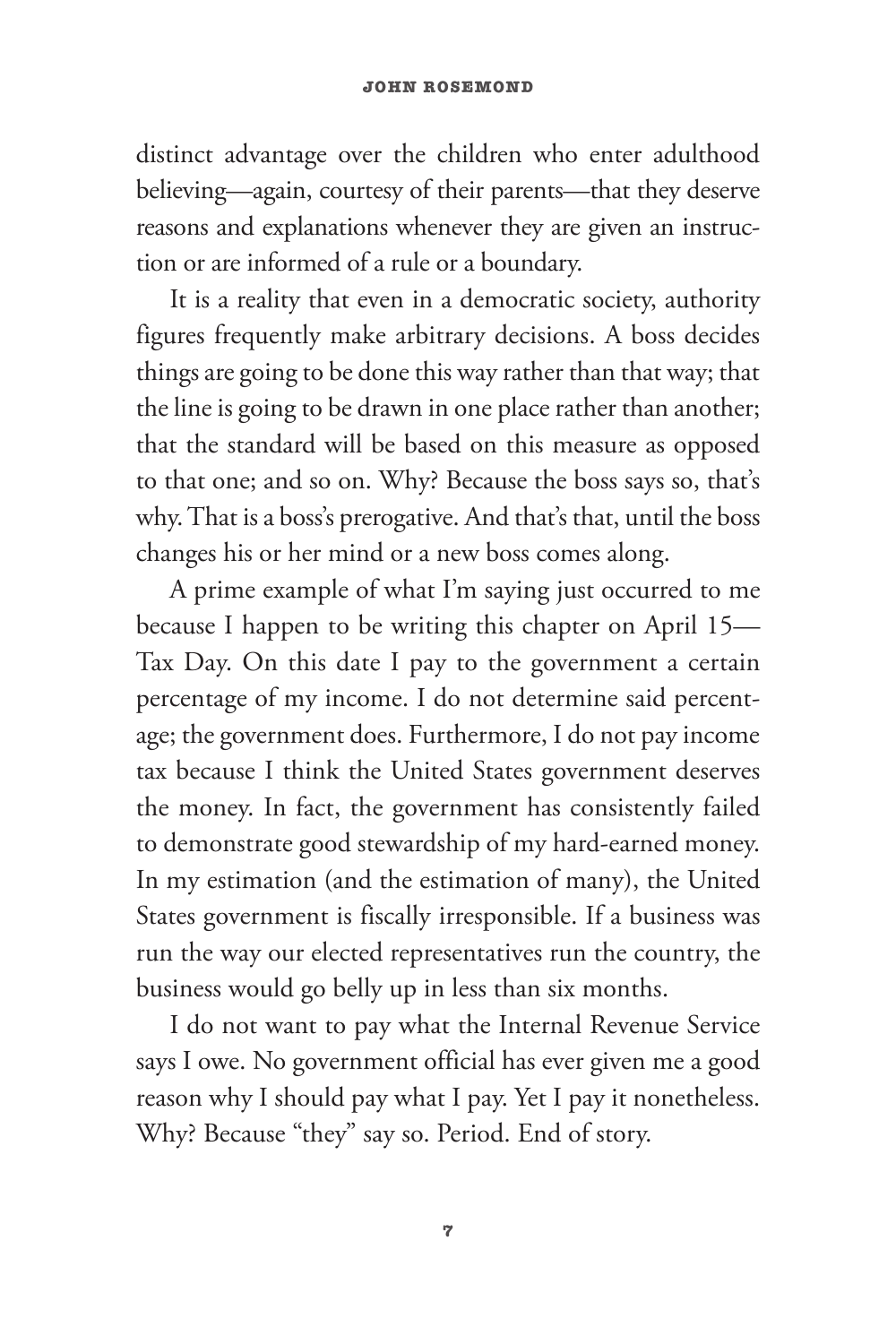distinct advantage over the children who enter adulthood believing—again, courtesy of their parents—that they deserve reasons and explanations whenever they are given an instruction or are informed of a rule or a boundary.

It is a reality that even in a democratic society, authority figures frequently make arbitrary decisions. A boss decides things are going to be done this way rather than that way; that the line is going to be drawn in one place rather than another; that the standard will be based on this measure as opposed to that one; and so on. Why? Because the boss says so, that's why. That is a boss's prerogative. And that's that, until the boss changes his or her mind or a new boss comes along.

A prime example of what I'm saying just occurred to me because I happen to be writing this chapter on April 15—Tax Day. On this date I pay to the government a certain percentage of my income. I do not determine said percentage; the government does. Furthermore, I do not pay income tax because I think the United States government deserves the money. In fact, the government has consistently failed to demonstrate good stewardship of my hard-earned money. In my estimation (and the estimation of many), the United States government is fiscally irresponsible. If a business was run the way our elected representatives run the country, the business would go belly up in less than six months.

I do not want to pay what the Internal Revenue Service says I owe. No government official has ever given me a good reason why I should pay what I pay. Yet I pay it nonetheless. Why? Because "they" say so. Period. End of story.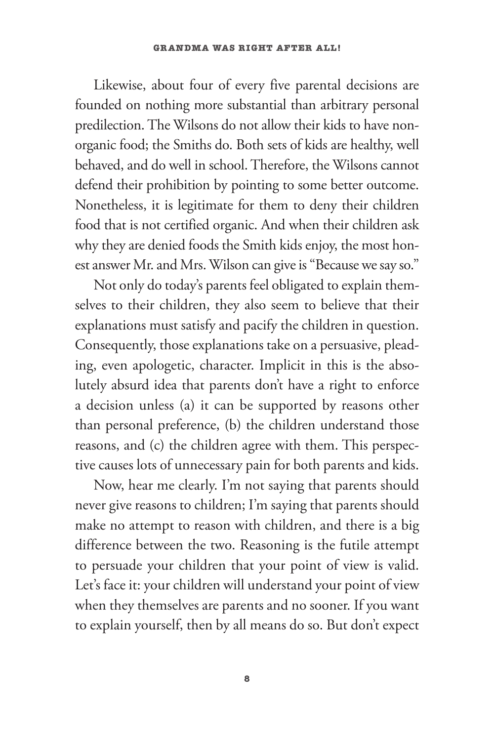Likewise, about four of every five parental decisions are founded on nothing more substantial than arbitrary personal predilection. The Wilsons do not allow their kids to have non-organic food; the Smiths do. Both sets of kids are healthy, well behaved, and do well in school. Therefore, the Wilsons cannot defend their prohibition by pointing to some better outcome. Nonetheless, it is legitimate for them to deny their children food that is not certified organic. And when their children ask why they are denied foods the Smith kids enjoy, the most honest answer Mr. and Mrs. Wilson can give is "Because we say so."

Not only do today's parents feel obligated to explain themselves to their children, they also seem to believe that their explanations must satisfy and pacify the children in question. Consequently, those explanations take on a persuasive, pleading, even apologetic, character. Implicit in this is the absolutely absurd idea that parents don't have a right to enforce a decision unless (a) it can be supported by reasons other than personal preference, (b) the children understand those reasons, and (c) the children agree with them. This perspective causes lots of unnecessary pain for both parents and kids.

Now, hear me clearly. I'm not saying that parents should never give reasons to children; I'm saying that parents should make no attempt to reason with children, and there is a big difference between the two. Reasoning is the futile attempt to persuade your children that your point of view is valid. Let's face it: your children will understand your point of view when they themselves are parents and no sooner. If you want to explain yourself, then by all means do so. But don't expect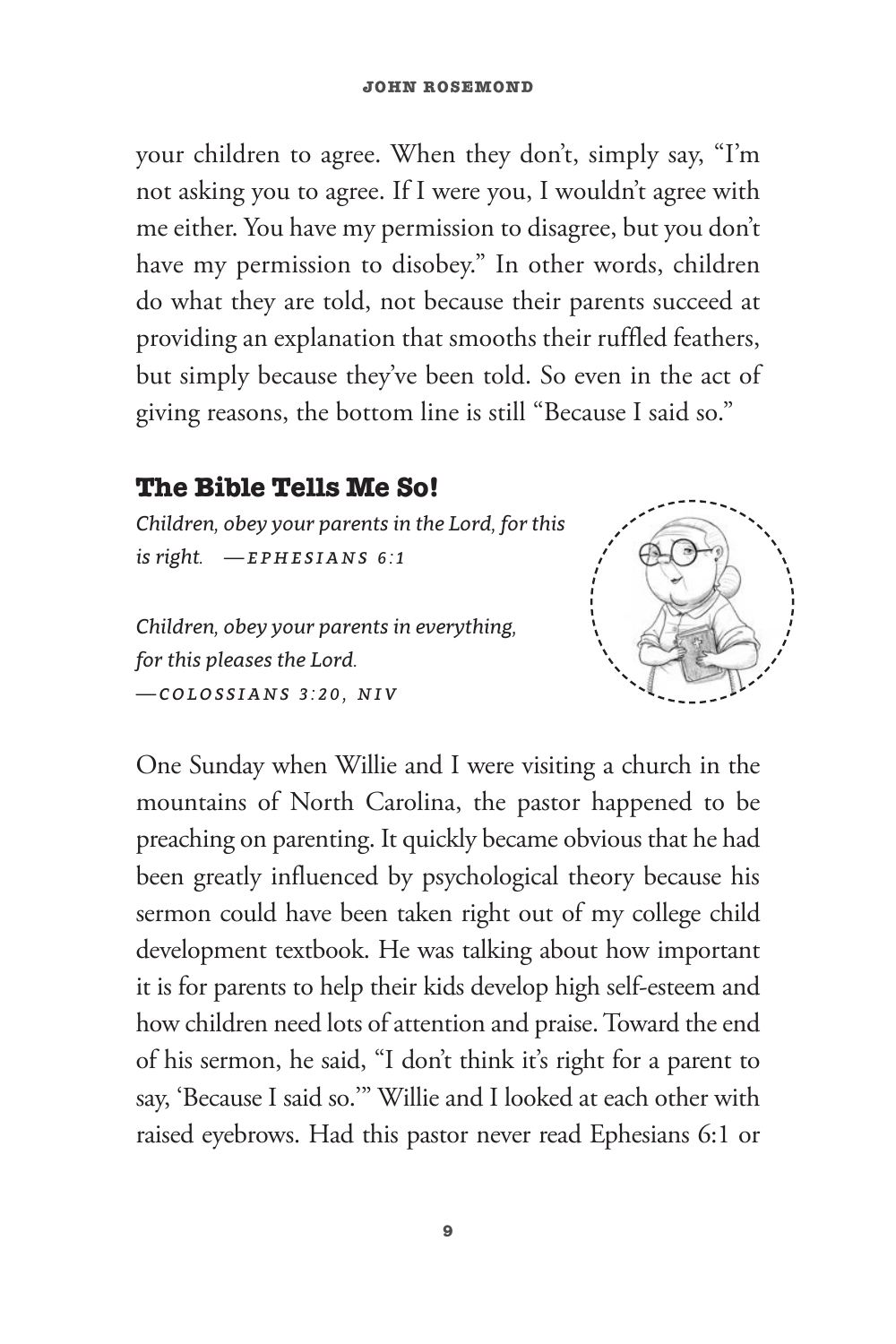your children to agree. When they don't, simply say, "I'm not asking you to agree. If I were you, I wouldn't agree with me either. You have my permission to disagree, but you don't have my permission to disobey." In other words, children do what they are told, not because their parents succeed at providing an explanation that smooths their ruffled feathers, but simply because they've been told. So even in the act of giving reasons, the bottom line is still "Because I said so."

## The Bible Tells Me So!

*Children, obey your parents in the Lord, for this is right.* —*EPHESIANS 6:1*

*Children, obey your parents in everything, for this pleases the Lord.*
—*COLOSSIANS 3:20, NIV*

One Sunday when Willie and I were visiting a church in the mountains of North Carolina, the pastor happened to be preaching on parenting. It quickly became obvious that he had been greatly influenced by psychological theory because his sermon could have been taken right out of my college child development textbook. He was talking about how important it is for parents to help their kids develop high self-esteem and how children need lots of attention and praise. Toward the end of his sermon, he said, "I don't think it's right for a parent to say, 'Because I said so.'" Willie and I looked at each other with raised eyebrows. Had this pastor never read Ephesians 6:1 or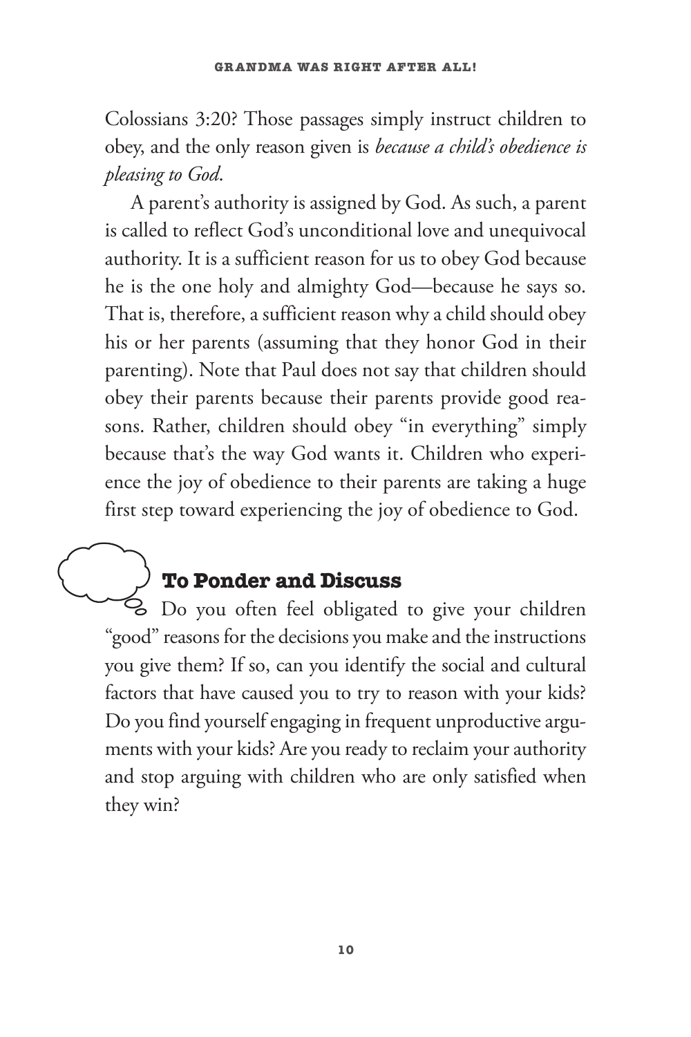Colossians 3:20? Those passages simply instruct children to obey, and the only reason given is *because a child's obedience is pleasing to God*.

A parent's authority is assigned by God. As such, a parent is called to reflect God's unconditional love and unequivocal authority. It is a sufficient reason for us to obey God because he is the one holy and almighty God—because he says so. That is, therefore, a sufficient reason why a child should obey his or her parents (assuming that they honor God in their parenting). Note that Paul does not say that children should obey their parents because their parents provide good reasons. Rather, children should obey "in everything" simply because that's the way God wants it. Children who experience the joy of obedience to their parents are taking a huge first step toward experiencing the joy of obedience to God.

### To Ponder and Discuss

Do you often feel obligated to give your children "good" reasons for the decisions you make and the instructions you give them? If so, can you identify the social and cultural factors that have caused you to try to reason with your kids? Do you find yourself engaging in frequent unproductive arguments with your kids? Are you ready to reclaim your authority and stop arguing with children who are only satisfied when they win?